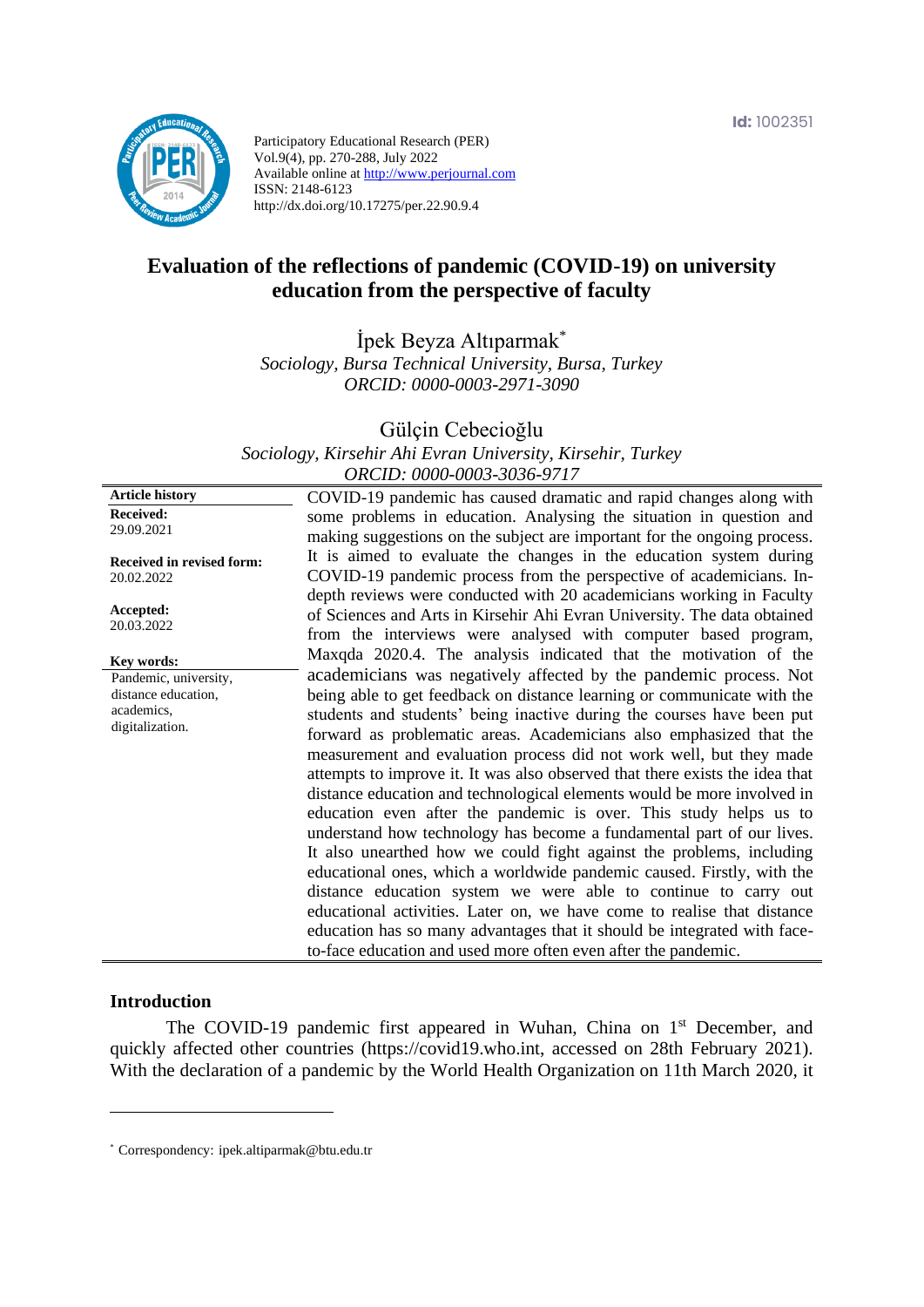Id: 1002351

Participatory Educational Research (PER)
Vol.9(4), pp. 270-288, July 2022
Available online at http://www.perjournal.com
ISSN: 2148-6123
http://dx.doi.org/10.17275/per.22.90.9.4

# Evaluation of the reflections of pandemic (COVID-19) on university education from the perspective of faculty

İpek Beyza Altıparmak[*]
*Sociology, Bursa Technical University, Bursa, Turkey*
*ORCID: 0000-0003-2971-3090*

Gülçin Cebecioğlu
*Sociology, Kirsehir Ahi Evran University, Kirsehir, Turkey*
*ORCID: 0000-0003-3036-9717*

**Article history**
**Received:** 29.09.2021
**Received in revised form:** 20.02.2022
**Accepted:** 20.03.2022

**Key words:**
Pandemic, university, distance education, academics, digitalization.

COVID-19 pandemic has caused dramatic and rapid changes along with some problems in education. Analysing the situation in question and making suggestions on the subject are important for the ongoing process. It is aimed to evaluate the changes in the education system during COVID-19 pandemic process from the perspective of academicians. In-depth reviews were conducted with 20 academicians working in Faculty of Sciences and Arts in Kirsehir Ahi Evran University. The data obtained from the interviews were analysed with computer based program, Maxqda 2020.4. The analysis indicated that the motivation of the academicians was negatively affected by the pandemic process. Not being able to get feedback on distance learning or communicate with the students and students' being inactive during the courses have been put forward as problematic areas. Academicians also emphasized that the measurement and evaluation process did not work well, but they made attempts to improve it. It was also observed that there exists the idea that distance education and technological elements would be more involved in education even after the pandemic is over. This study helps us to understand how technology has become a fundamental part of our lives. It also unearthed how we could fight against the problems, including educational ones, which a worldwide pandemic caused. Firstly, with the distance education system we were able to continue to carry out educational activities. Later on, we have come to realise that distance education has so many advantages that it should be integrated with face-to-face education and used more often even after the pandemic.

## Introduction

The COVID-19 pandemic first appeared in Wuhan, China on 1st December, and quickly affected other countries (https://covid19.who.int, accessed on 28th February 2021). With the declaration of a pandemic by the World Health Organization on 11th March 2020, it

[*] Correspondency: ipek.altiparmak@btu.edu.tr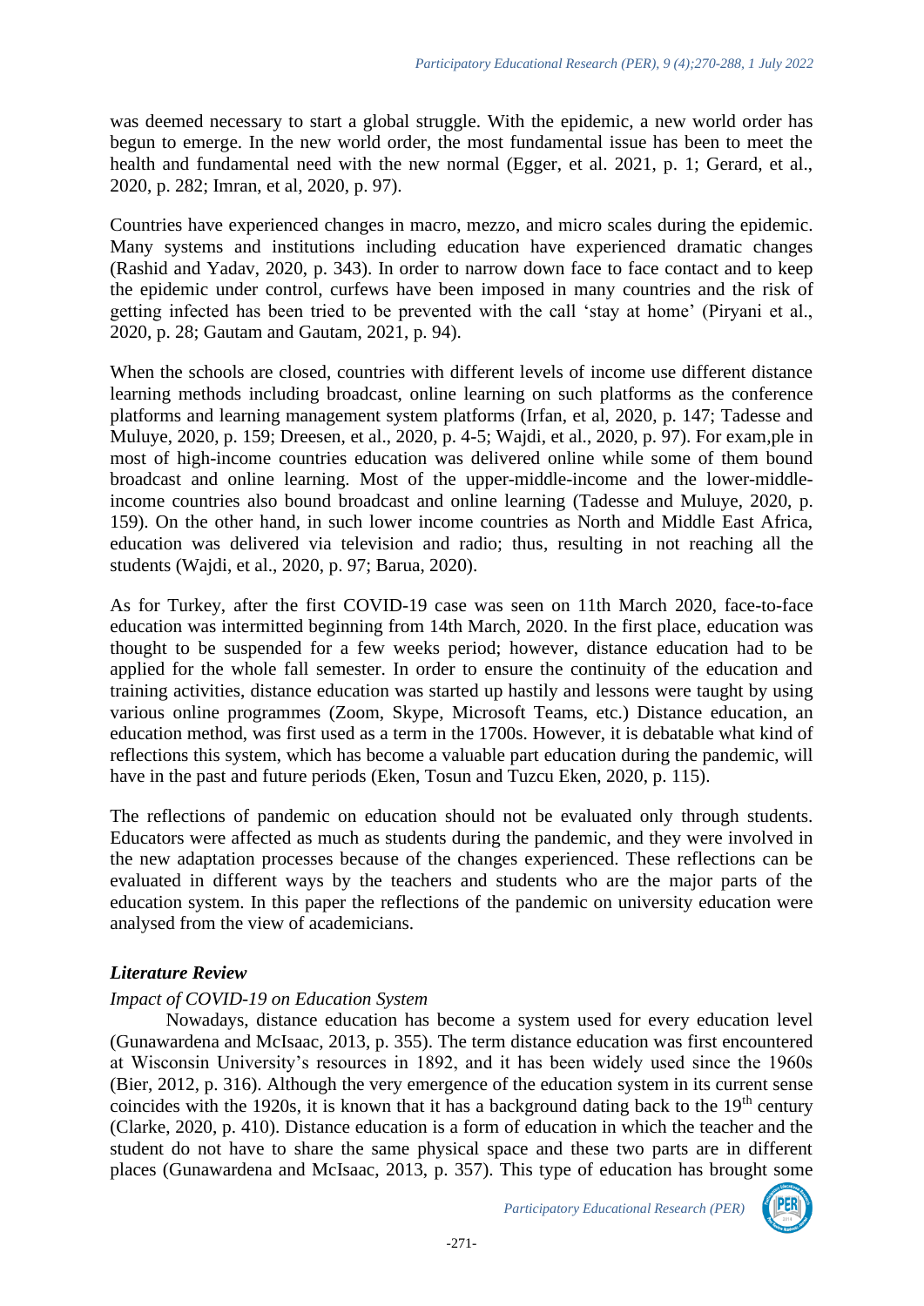was deemed necessary to start a global struggle. With the epidemic, a new world order has begun to emerge. In the new world order, the most fundamental issue has been to meet the health and fundamental need with the new normal (Egger, et al. 2021, p. 1; Gerard, et al., 2020, p. 282; Imran, et al, 2020, p. 97).

Countries have experienced changes in macro, mezzo, and micro scales during the epidemic. Many systems and institutions including education have experienced dramatic changes (Rashid and Yadav, 2020, p. 343). In order to narrow down face to face contact and to keep the epidemic under control, curfews have been imposed in many countries and the risk of getting infected has been tried to be prevented with the call 'stay at home' (Piryani et al., 2020, p. 28; Gautam and Gautam, 2021, p. 94).

When the schools are closed, countries with different levels of income use different distance learning methods including broadcast, online learning on such platforms as the conference platforms and learning management system platforms (Irfan, et al, 2020, p. 147; Tadesse and Muluye, 2020, p. 159; Dreesen, et al., 2020, p. 4-5; Wajdi, et al., 2020, p. 97). For exam,ple in most of high-income countries education was delivered online while some of them bound broadcast and online learning. Most of the upper-middle-income and the lower-middle-income countries also bound broadcast and online learning (Tadesse and Muluye, 2020, p. 159). On the other hand, in such lower income countries as North and Middle East Africa, education was delivered via television and radio; thus, resulting in not reaching all the students (Wajdi, et al., 2020, p. 97; Barua, 2020).

As for Turkey, after the first COVID-19 case was seen on 11th March 2020, face-to-face education was intermitted beginning from 14th March, 2020. In the first place, education was thought to be suspended for a few weeks period; however, distance education had to be applied for the whole fall semester. In order to ensure the continuity of the education and training activities, distance education was started up hastily and lessons were taught by using various online programmes (Zoom, Skype, Microsoft Teams, etc.) Distance education, an education method, was first used as a term in the 1700s. However, it is debatable what kind of reflections this system, which has become a valuable part education during the pandemic, will have in the past and future periods (Eken, Tosun and Tuzcu Eken, 2020, p. 115).

The reflections of pandemic on education should not be evaluated only through students. Educators were affected as much as students during the pandemic, and they were involved in the new adaptation processes because of the changes experienced. These reflections can be evaluated in different ways by the teachers and students who are the major parts of the education system. In this paper the reflections of the pandemic on university education were analysed from the view of academicians.

### *Literature Review*

#### *Impact of COVID-19 on Education System*

Nowadays, distance education has become a system used for every education level (Gunawardena and McIsaac, 2013, p. 355). The term distance education was first encountered at Wisconsin University's resources in 1892, and it has been widely used since the 1960s (Bier, 2012, p. 316). Although the very emergence of the education system in its current sense coincides with the 1920s, it is known that it has a background dating back to the 19th century (Clarke, 2020, p. 410). Distance education is a form of education in which the teacher and the student do not have to share the same physical space and these two parts are in different places (Gunawardena and McIsaac, 2013, p. 357). This type of education has brought some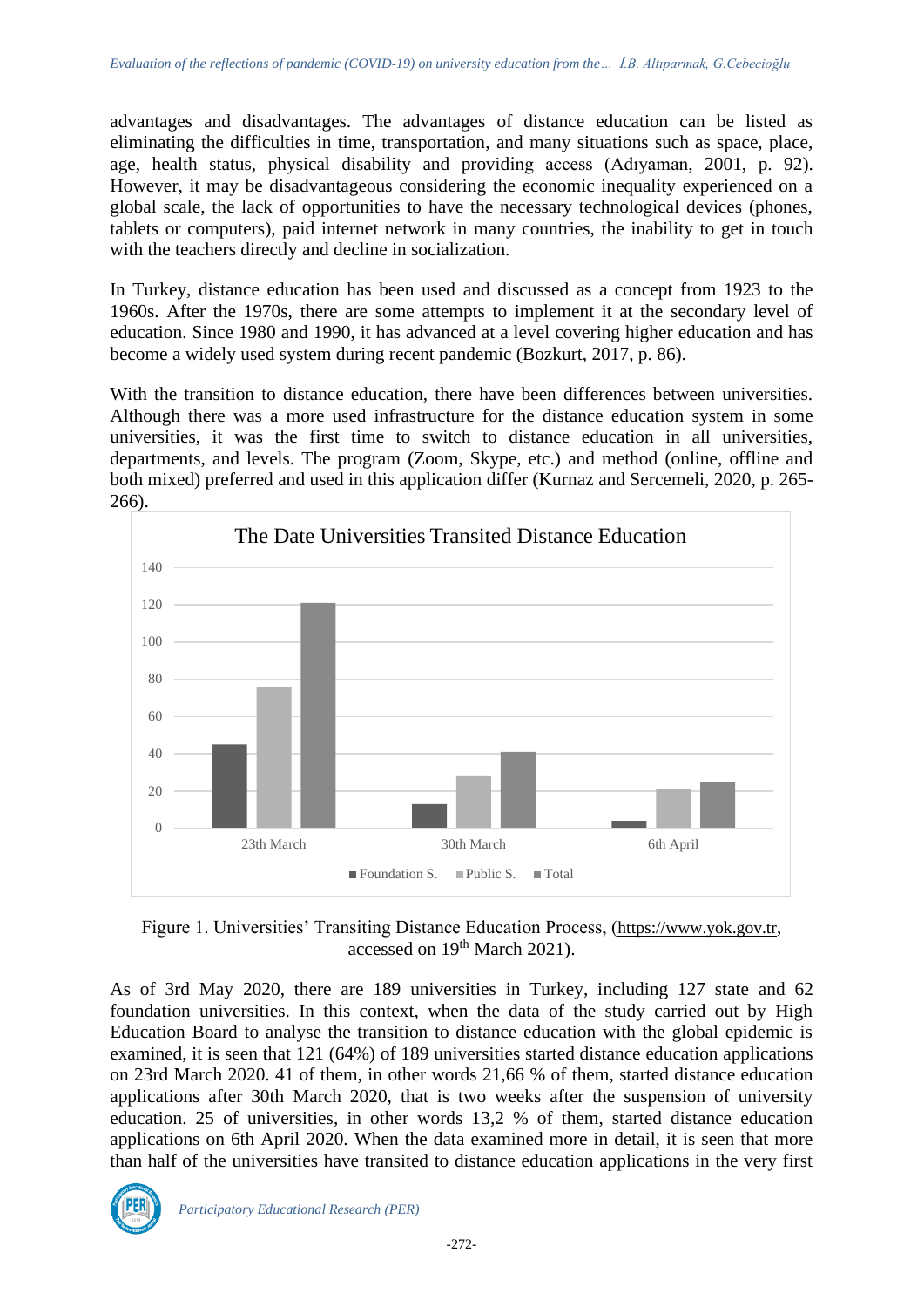advantages and disadvantages. The advantages of distance education can be listed as eliminating the difficulties in time, transportation, and many situations such as space, place, age, health status, physical disability and providing access (Adıyaman, 2001, p. 92). However, it may be disadvantageous considering the economic inequality experienced on a global scale, the lack of opportunities to have the necessary technological devices (phones, tablets or computers), paid internet network in many countries, the inability to get in touch with the teachers directly and decline in socialization.

In Turkey, distance education has been used and discussed as a concept from 1923 to the 1960s. After the 1970s, there are some attempts to implement it at the secondary level of education. Since 1980 and 1990, it has advanced at a level covering higher education and has become a widely used system during recent pandemic (Bozkurt, 2017, p. 86).

With the transition to distance education, there have been differences between universities. Although there was a more used infrastructure for the distance education system in some universities, it was the first time to switch to distance education in all universities, departments, and levels. The program (Zoom, Skype, etc.) and method (online, offline and both mixed) preferred and used in this application differ (Kurnaz and Sercemeli, 2020, p. 265-266).

The Date Universities Transited Distance Education

| | Foundation S. | Public S. | Total |
|---|---|---|---|
| 23th March | 45 | 76 | 121 |
| 30th March | 13 | 28 | 41 |
| 6th April | 4 | 21 | 25 |

Figure 1. Universities' Transiting Distance Education Process, (https://www.yok.gov.tr, accessed on 19th March 2021).

As of 3rd May 2020, there are 189 universities in Turkey, including 127 state and 62 foundation universities. In this context, when the data of the study carried out by High Education Board to analyse the transition to distance education with the global epidemic is examined, it is seen that 121 (64%) of 189 universities started distance education applications on 23rd March 2020. 41 of them, in other words 21,66 % of them, started distance education applications after 30th March 2020, that is two weeks after the suspension of university education. 25 of universities, in other words 13,2 % of them, started distance education applications on 6th April 2020. When the data examined more in detail, it is seen that more than half of the universities have transited to distance education applications in the very first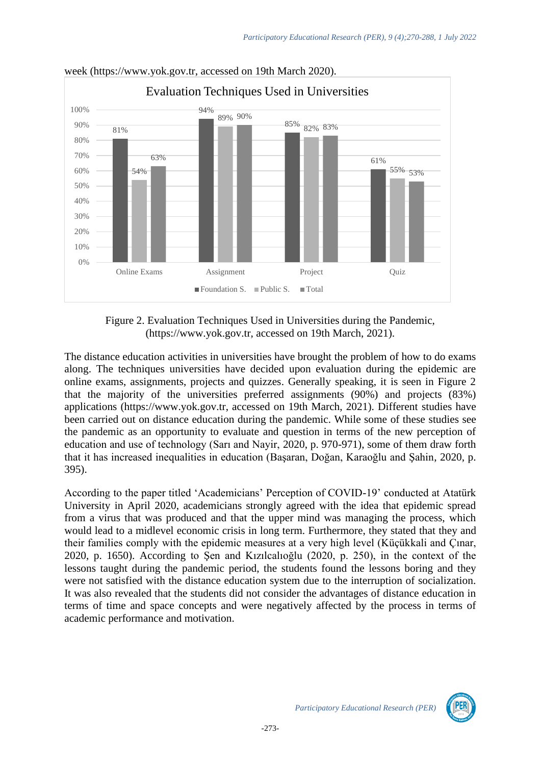week (https://www.yok.gov.tr, accessed on 19th March 2020).

Evaluation Techniques Used in Universities

| | Foundation S. | Public S. | Total |
|---|---|---|---|
| Online Exams | 81% | 54% | 63% |
| Assignment | 94% | 89% | 90% |
| Project | 85% | 82% | 83% |
| Quiz | 61% | 55% | 53% |

Figure 2. Evaluation Techniques Used in Universities during the Pandemic, (https://www.yok.gov.tr, accessed on 19th March, 2021).

The distance education activities in universities have brought the problem of how to do exams along. The techniques universities have decided upon evaluation during the epidemic are online exams, assignments, projects and quizzes. Generally speaking, it is seen in Figure 2 that the majority of the universities preferred assignments (90%) and projects (83%) applications (https://www.yok.gov.tr, accessed on 19th March, 2021). Different studies have been carried out on distance education during the pandemic. While some of these studies see the pandemic as an opportunity to evaluate and question in terms of the new perception of education and use of technology (Sarı and Nayir, 2020, p. 970-971), some of them draw forth that it has increased inequalities in education (Başaran, Doğan, Karaoğlu and Şahin, 2020, p. 395).

According to the paper titled 'Academicians' Perception of COVID-19' conducted at Atatürk University in April 2020, academicians strongly agreed with the idea that epidemic spread from a virus that was produced and that the upper mind was managing the process, which would lead to a midlevel economic crisis in long term. Furthermore, they stated that they and their families comply with the epidemic measures at a very high level (Küçükkali and Çınar, 2020, p. 1650). According to Şen and Kızılcalıoğlu (2020, p. 250), in the context of the lessons taught during the pandemic period, the students found the lessons boring and they were not satisfied with the distance education system due to the interruption of socialization. It was also revealed that the students did not consider the advantages of distance education in terms of time and space concepts and were negatively affected by the process in terms of academic performance and motivation.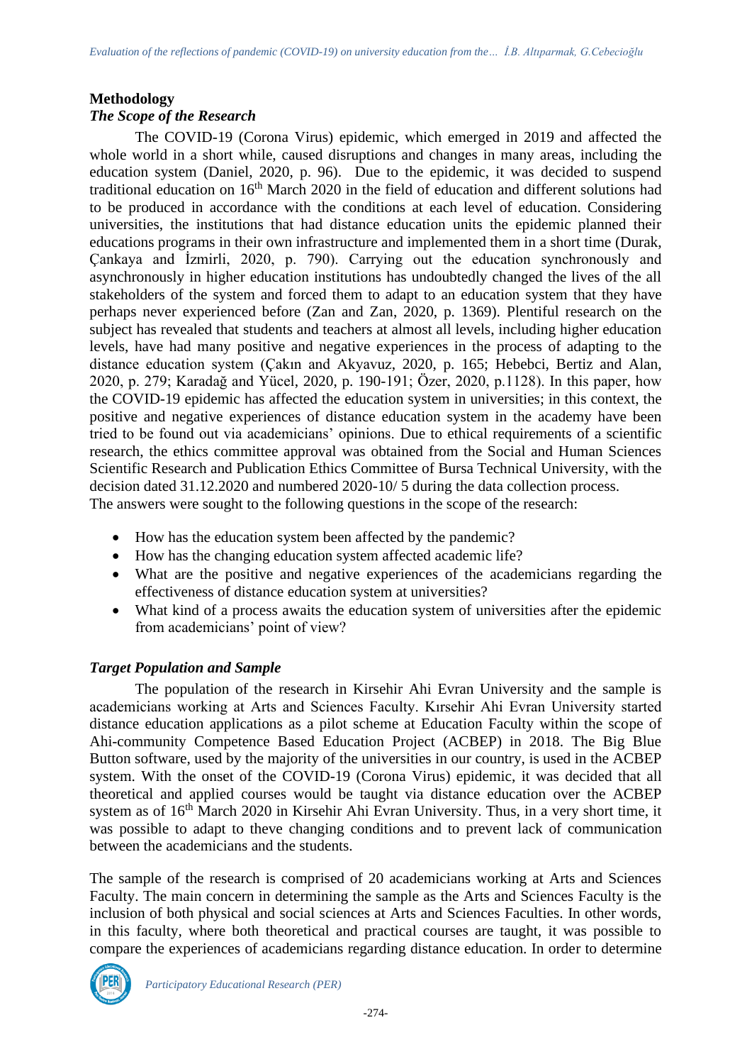## Methodology

### *The Scope of the Research*

The COVID-19 (Corona Virus) epidemic, which emerged in 2019 and affected the whole world in a short while, caused disruptions and changes in many areas, including the education system (Daniel, 2020, p. 96). Due to the epidemic, it was decided to suspend traditional education on 16th March 2020 in the field of education and different solutions had to be produced in accordance with the conditions at each level of education. Considering universities, the institutions that had distance education units the epidemic planned their educations programs in their own infrastructure and implemented them in a short time (Durak, Çankaya and İzmirli, 2020, p. 790). Carrying out the education synchronously and asynchronously in higher education institutions has undoubtedly changed the lives of the all stakeholders of the system and forced them to adapt to an education system that they have perhaps never experienced before (Zan and Zan, 2020, p. 1369). Plentiful research on the subject has revealed that students and teachers at almost all levels, including higher education levels, have had many positive and negative experiences in the process of adapting to the distance education system (Çakın and Akyavuz, 2020, p. 165; Hebebci, Bertiz and Alan, 2020, p. 279; Karadağ and Yücel, 2020, p. 190-191; Özer, 2020, p.1128). In this paper, how the COVID-19 epidemic has affected the education system in universities; in this context, the positive and negative experiences of distance education system in the academy have been tried to be found out via academicians' opinions. Due to ethical requirements of a scientific research, the ethics committee approval was obtained from the Social and Human Sciences Scientific Research and Publication Ethics Committee of Bursa Technical University, with the decision dated 31.12.2020 and numbered 2020-10/ 5 during the data collection process.
The answers were sought to the following questions in the scope of the research:

- How has the education system been affected by the pandemic?
- How has the changing education system affected academic life?
- What are the positive and negative experiences of the academicians regarding the effectiveness of distance education system at universities?
- What kind of a process awaits the education system of universities after the epidemic from academicians' point of view?

### *Target Population and Sample*

The population of the research in Kirsehir Ahi Evran University and the sample is academicians working at Arts and Sciences Faculty. Kırsehir Ahi Evran University started distance education applications as a pilot scheme at Education Faculty within the scope of Ahi-community Competence Based Education Project (ACBEP) in 2018. The Big Blue Button software, used by the majority of the universities in our country, is used in the ACBEP system. With the onset of the COVID-19 (Corona Virus) epidemic, it was decided that all theoretical and applied courses would be taught via distance education over the ACBEP system as of 16th March 2020 in Kirsehir Ahi Evran University. Thus, in a very short time, it was possible to adapt to theve changing conditions and to prevent lack of communication between the academicians and the students.

The sample of the research is comprised of 20 academicians working at Arts and Sciences Faculty. The main concern in determining the sample as the Arts and Sciences Faculty is the inclusion of both physical and social sciences at Arts and Sciences Faculties. In other words, in this faculty, where both theoretical and practical courses are taught, it was possible to compare the experiences of academicians regarding distance education. In order to determine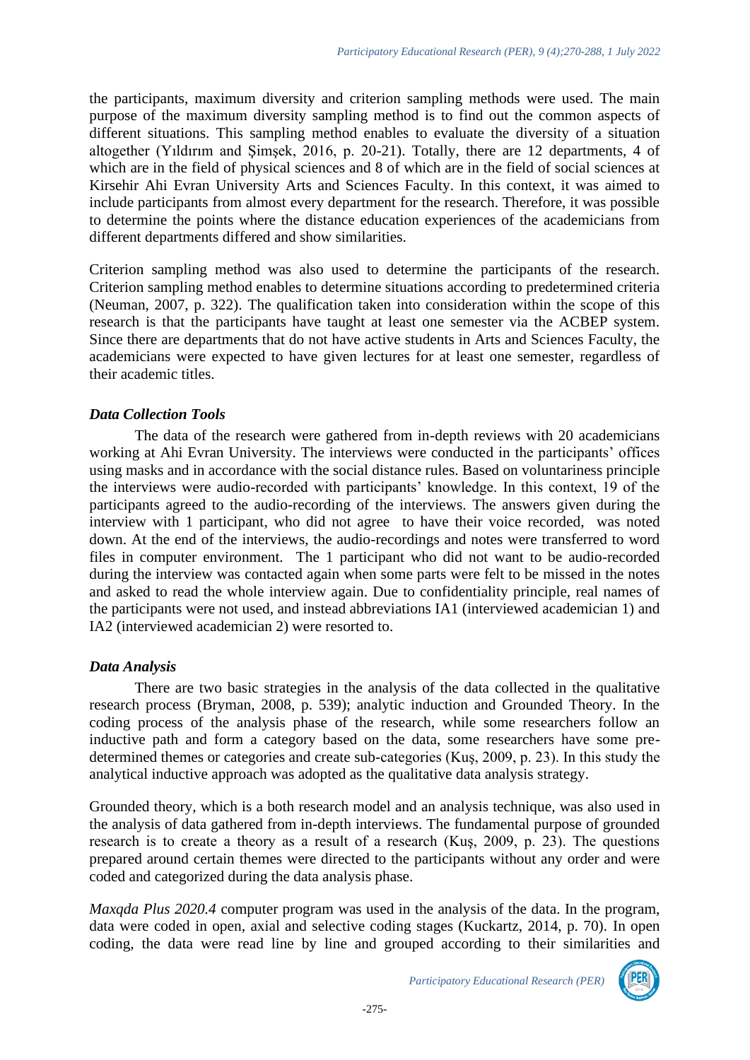the participants, maximum diversity and criterion sampling methods were used. The main purpose of the maximum diversity sampling method is to find out the common aspects of different situations. This sampling method enables to evaluate the diversity of a situation altogether (Yıldırım and Şimşek, 2016, p. 20-21). Totally, there are 12 departments, 4 of which are in the field of physical sciences and 8 of which are in the field of social sciences at Kirsehir Ahi Evran University Arts and Sciences Faculty. In this context, it was aimed to include participants from almost every department for the research. Therefore, it was possible to determine the points where the distance education experiences of the academicians from different departments differed and show similarities.

Criterion sampling method was also used to determine the participants of the research. Criterion sampling method enables to determine situations according to predetermined criteria (Neuman, 2007, p. 322). The qualification taken into consideration within the scope of this research is that the participants have taught at least one semester via the ACBEP system. Since there are departments that do not have active students in Arts and Sciences Faculty, the academicians were expected to have given lectures for at least one semester, regardless of their academic titles.

### *Data Collection Tools*

The data of the research were gathered from in-depth reviews with 20 academicians working at Ahi Evran University. The interviews were conducted in the participants' offices using masks and in accordance with the social distance rules. Based on voluntariness principle the interviews were audio-recorded with participants' knowledge. In this context, 19 of the participants agreed to the audio-recording of the interviews. The answers given during the interview with 1 participant, who did not agree to have their voice recorded, was noted down. At the end of the interviews, the audio-recordings and notes were transferred to word files in computer environment. The 1 participant who did not want to be audio-recorded during the interview was contacted again when some parts were felt to be missed in the notes and asked to read the whole interview again. Due to confidentiality principle, real names of the participants were not used, and instead abbreviations IA1 (interviewed academician 1) and IA2 (interviewed academician 2) were resorted to.

### *Data Analysis*

There are two basic strategies in the analysis of the data collected in the qualitative research process (Bryman, 2008, p. 539); analytic induction and Grounded Theory. In the coding process of the analysis phase of the research, while some researchers follow an inductive path and form a category based on the data, some researchers have some pre-determined themes or categories and create sub-categories (Kuş, 2009, p. 23). In this study the analytical inductive approach was adopted as the qualitative data analysis strategy.

Grounded theory, which is a both research model and an analysis technique, was also used in the analysis of data gathered from in-depth interviews. The fundamental purpose of grounded research is to create a theory as a result of a research (Kuş, 2009, p. 23). The questions prepared around certain themes were directed to the participants without any order and were coded and categorized during the data analysis phase.

*Maxqda Plus 2020.4* computer program was used in the analysis of the data. In the program, data were coded in open, axial and selective coding stages (Kuckartz, 2014, p. 70). In open coding, the data were read line by line and grouped according to their similarities and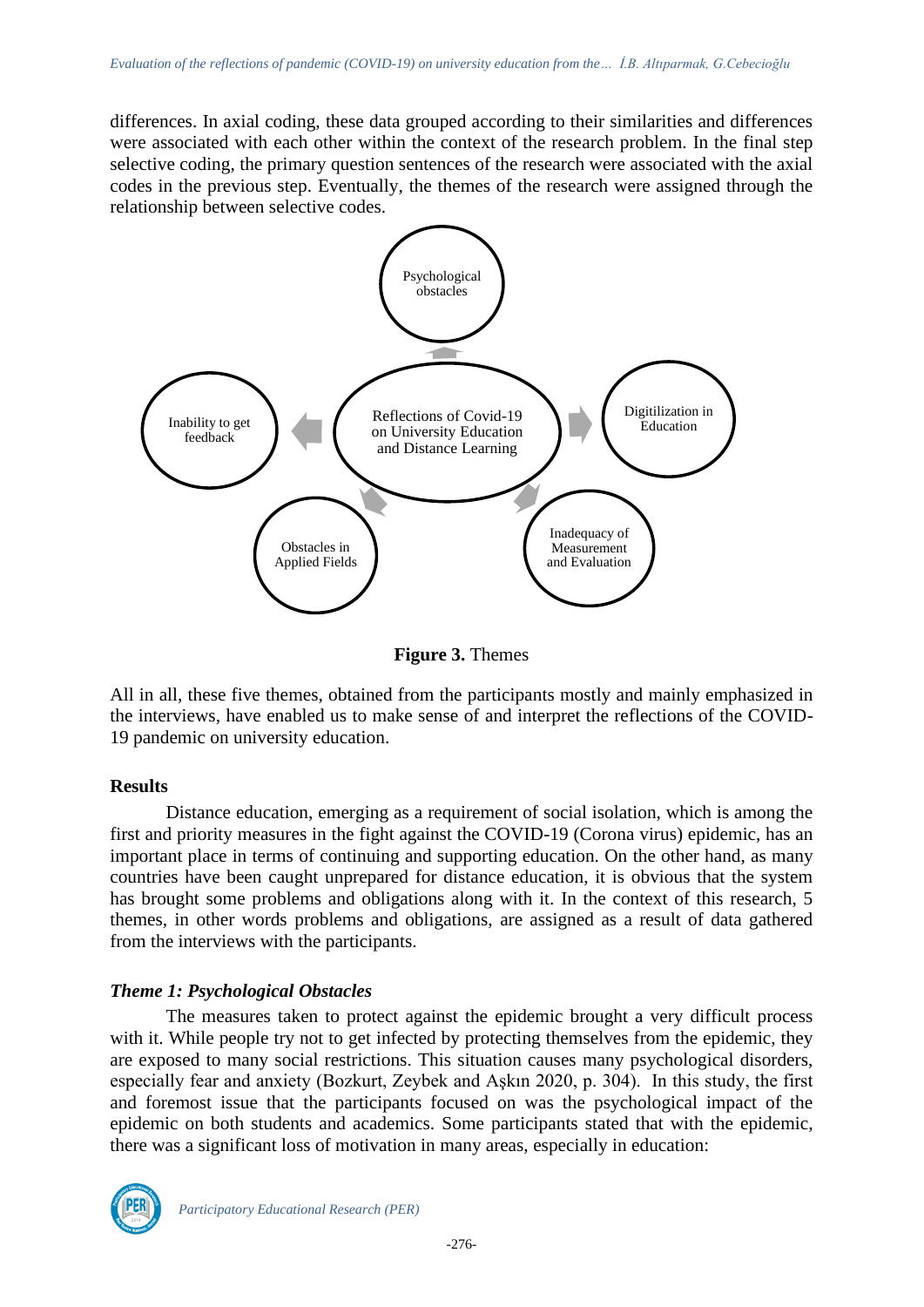differences. In axial coding, these data grouped according to their similarities and differences were associated with each other within the context of the research problem. In the final step selective coding, the primary question sentences of the research were associated with the axial codes in the previous step. Eventually, the themes of the research were assigned through the relationship between selective codes.

Psychological obstacles

Inability to get feedback

Reflections of Covid-19 on University Education and Distance Learning

Digitilization in Education

Obstacles in Applied Fields

Inadequacy of Measurement and Evaluation

**Figure 3.** Themes

All in all, these five themes, obtained from the participants mostly and mainly emphasized in the interviews, have enabled us to make sense of and interpret the reflections of the COVID-19 pandemic on university education.

## Results

Distance education, emerging as a requirement of social isolation, which is among the first and priority measures in the fight against the COVID-19 (Corona virus) epidemic, has an important place in terms of continuing and supporting education. On the other hand, as many countries have been caught unprepared for distance education, it is obvious that the system has brought some problems and obligations along with it. In the context of this research, 5 themes, in other words problems and obligations, are assigned as a result of data gathered from the interviews with the participants.

### *Theme 1: Psychological Obstacles*

The measures taken to protect against the epidemic brought a very difficult process with it. While people try not to get infected by protecting themselves from the epidemic, they are exposed to many social restrictions. This situation causes many psychological disorders, especially fear and anxiety (Bozkurt, Zeybek and Aşkın 2020, p. 304). In this study, the first and foremost issue that the participants focused on was the psychological impact of the epidemic on both students and academics. Some participants stated that with the epidemic, there was a significant loss of motivation in many areas, especially in education: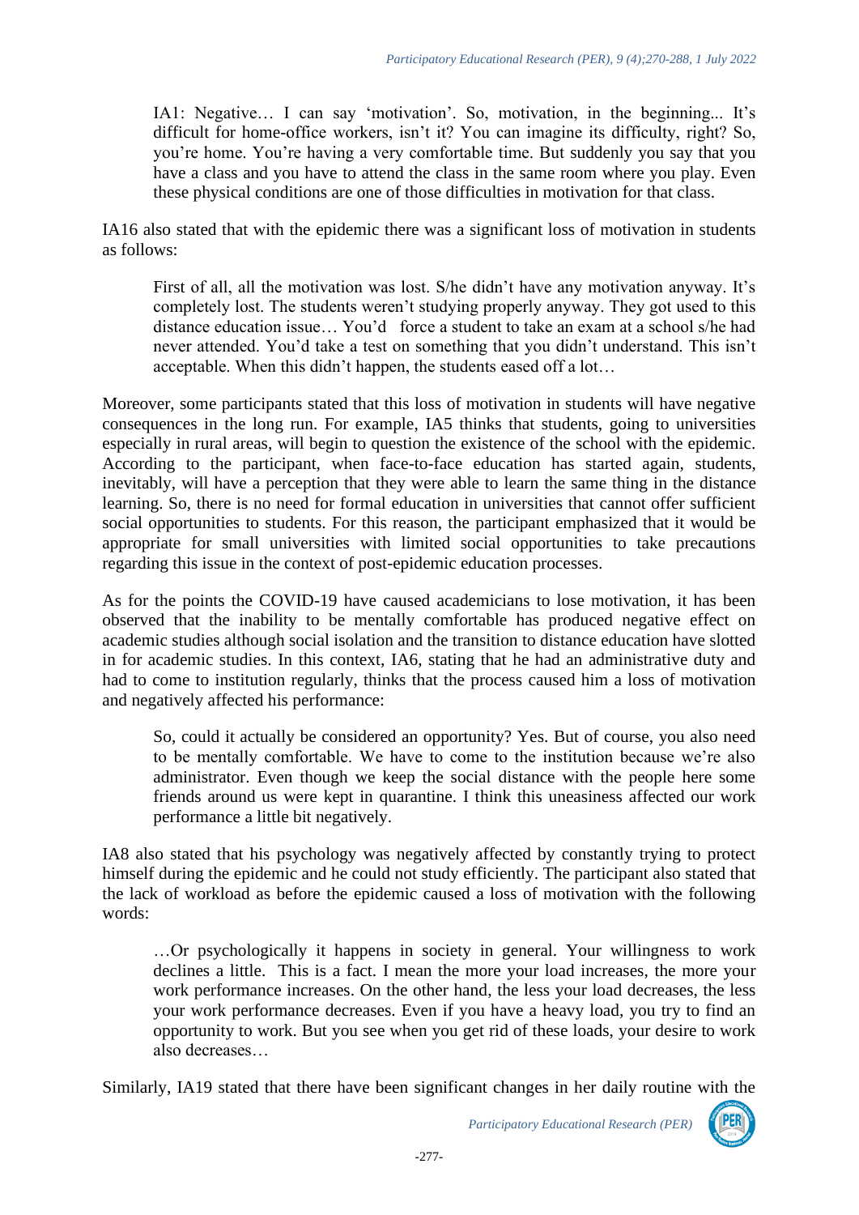> IA1: Negative… I can say 'motivation'. So, motivation, in the beginning... It's difficult for home-office workers, isn't it? You can imagine its difficulty, right? So, you're home. You're having a very comfortable time. But suddenly you say that you have a class and you have to attend the class in the same room where you play. Even these physical conditions are one of those difficulties in motivation for that class.

IA16 also stated that with the epidemic there was a significant loss of motivation in students as follows:

> First of all, all the motivation was lost. S/he didn't have any motivation anyway. It's completely lost. The students weren't studying properly anyway. They got used to this distance education issue… You'd force a student to take an exam at a school s/he had never attended. You'd take a test on something that you didn't understand. This isn't acceptable. When this didn't happen, the students eased off a lot…

Moreover, some participants stated that this loss of motivation in students will have negative consequences in the long run. For example, IA5 thinks that students, going to universities especially in rural areas, will begin to question the existence of the school with the epidemic. According to the participant, when face-to-face education has started again, students, inevitably, will have a perception that they were able to learn the same thing in the distance learning. So, there is no need for formal education in universities that cannot offer sufficient social opportunities to students. For this reason, the participant emphasized that it would be appropriate for small universities with limited social opportunities to take precautions regarding this issue in the context of post-epidemic education processes.

As for the points the COVID-19 have caused academicians to lose motivation, it has been observed that the inability to be mentally comfortable has produced negative effect on academic studies although social isolation and the transition to distance education have slotted in for academic studies. In this context, IA6, stating that he had an administrative duty and had to come to institution regularly, thinks that the process caused him a loss of motivation and negatively affected his performance:

> So, could it actually be considered an opportunity? Yes. But of course, you also need to be mentally comfortable. We have to come to the institution because we're also administrator. Even though we keep the social distance with the people here some friends around us were kept in quarantine. I think this uneasiness affected our work performance a little bit negatively.

IA8 also stated that his psychology was negatively affected by constantly trying to protect himself during the epidemic and he could not study efficiently. The participant also stated that the lack of workload as before the epidemic caused a loss of motivation with the following words:

> …Or psychologically it happens in society in general. Your willingness to work declines a little. This is a fact. I mean the more your load increases, the more your work performance increases. On the other hand, the less your load decreases, the less your work performance decreases. Even if you have a heavy load, you try to find an opportunity to work. But you see when you get rid of these loads, your desire to work also decreases…

Similarly, IA19 stated that there have been significant changes in her daily routine with the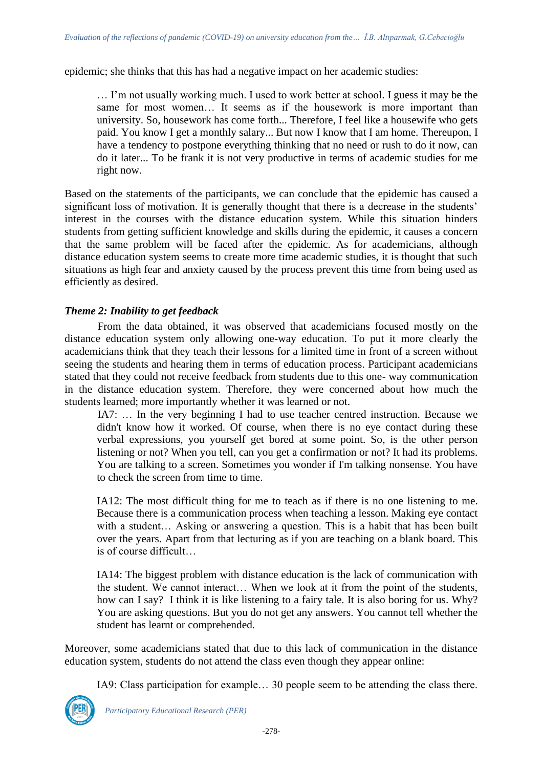epidemic; she thinks that this has had a negative impact on her academic studies:

> … I'm not usually working much. I used to work better at school. I guess it may be the same for most women… It seems as if the housework is more important than university. So, housework has come forth... Therefore, I feel like a housewife who gets paid. You know I get a monthly salary... But now I know that I am home. Thereupon, I have a tendency to postpone everything thinking that no need or rush to do it now, can do it later... To be frank it is not very productive in terms of academic studies for me right now.

Based on the statements of the participants, we can conclude that the epidemic has caused a significant loss of motivation. It is generally thought that there is a decrease in the students' interest in the courses with the distance education system. While this situation hinders students from getting sufficient knowledge and skills during the epidemic, it causes a concern that the same problem will be faced after the epidemic. As for academicians, although distance education system seems to create more time academic studies, it is thought that such situations as high fear and anxiety caused by the process prevent this time from being used as efficiently as desired.

### *Theme 2: Inability to get feedback*

From the data obtained, it was observed that academicians focused mostly on the distance education system only allowing one-way education. To put it more clearly the academicians think that they teach their lessons for a limited time in front of a screen without seeing the students and hearing them in terms of education process. Participant academicians stated that they could not receive feedback from students due to this one- way communication in the distance education system. Therefore, they were concerned about how much the students learned; more importantly whether it was learned or not.

> IA7: … In the very beginning I had to use teacher centred instruction. Because we didn't know how it worked. Of course, when there is no eye contact during these verbal expressions, you yourself get bored at some point. So, is the other person listening or not? When you tell, can you get a confirmation or not? It had its problems. You are talking to a screen. Sometimes you wonder if I'm talking nonsense. You have to check the screen from time to time.

> IA12: The most difficult thing for me to teach as if there is no one listening to me. Because there is a communication process when teaching a lesson. Making eye contact with a student… Asking or answering a question. This is a habit that has been built over the years. Apart from that lecturing as if you are teaching on a blank board. This is of course difficult…

> IA14: The biggest problem with distance education is the lack of communication with the student. We cannot interact… When we look at it from the point of the students, how can I say? I think it is like listening to a fairy tale. It is also boring for us. Why? You are asking questions. But you do not get any answers. You cannot tell whether the student has learnt or comprehended.

Moreover, some academicians stated that due to this lack of communication in the distance education system, students do not attend the class even though they appear online:

> IA9: Class participation for example… 30 people seem to be attending the class there.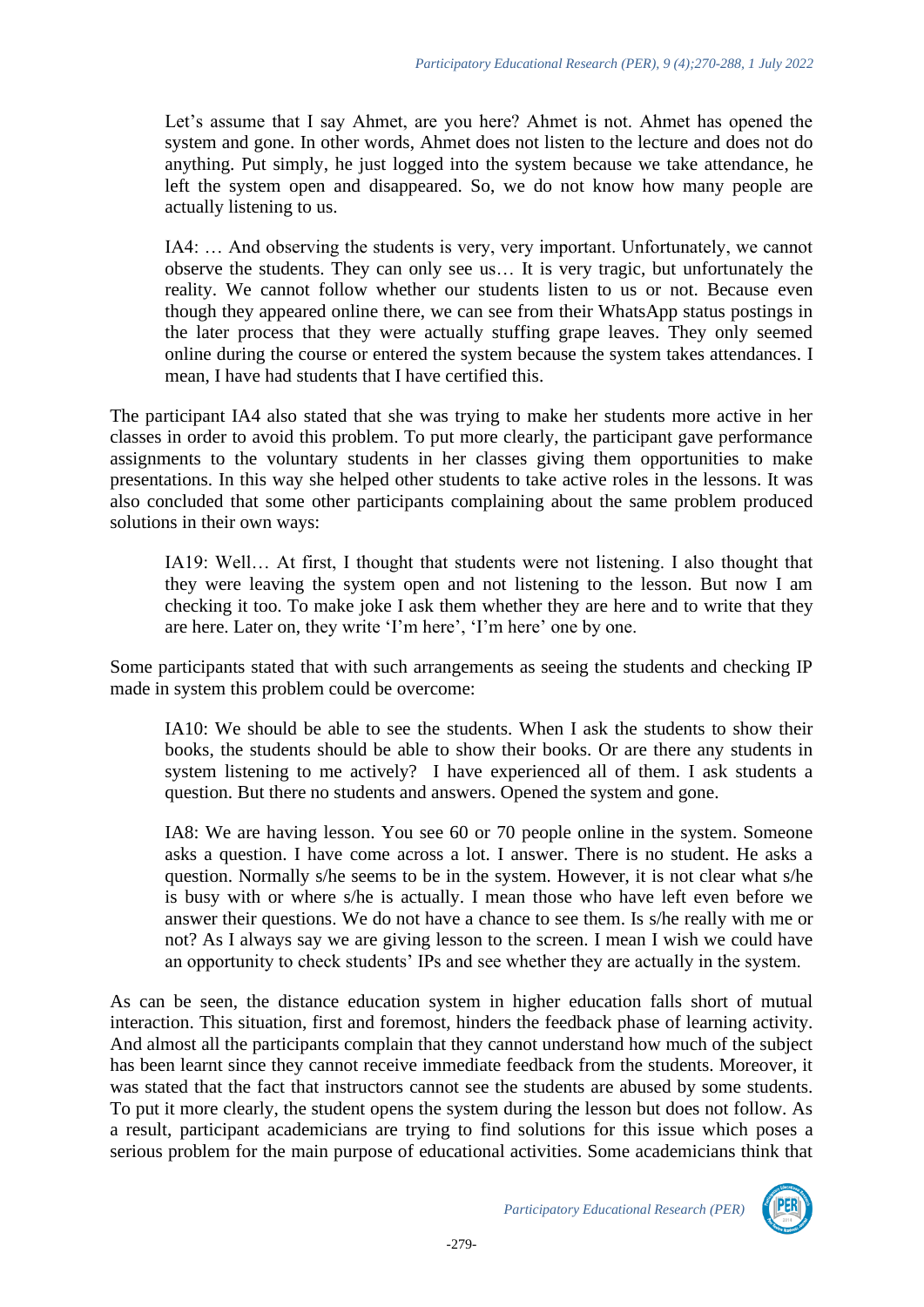> Let's assume that I say Ahmet, are you here? Ahmet is not. Ahmet has opened the system and gone. In other words, Ahmet does not listen to the lecture and does not do anything. Put simply, he just logged into the system because we take attendance, he left the system open and disappeared. So, we do not know how many people are actually listening to us.

> IA4: … And observing the students is very, very important. Unfortunately, we cannot observe the students. They can only see us… It is very tragic, but unfortunately the reality. We cannot follow whether our students listen to us or not. Because even though they appeared online there, we can see from their WhatsApp status postings in the later process that they were actually stuffing grape leaves. They only seemed online during the course or entered the system because the system takes attendances. I mean, I have had students that I have certified this.

The participant IA4 also stated that she was trying to make her students more active in her classes in order to avoid this problem. To put more clearly, the participant gave performance assignments to the voluntary students in her classes giving them opportunities to make presentations. In this way she helped other students to take active roles in the lessons. It was also concluded that some other participants complaining about the same problem produced solutions in their own ways:

> IA19: Well… At first, I thought that students were not listening. I also thought that they were leaving the system open and not listening to the lesson. But now I am checking it too. To make joke I ask them whether they are here and to write that they are here. Later on, they write 'I'm here', 'I'm here' one by one.

Some participants stated that with such arrangements as seeing the students and checking IP made in system this problem could be overcome:

> IA10: We should be able to see the students. When I ask the students to show their books, the students should be able to show their books. Or are there any students in system listening to me actively? I have experienced all of them. I ask students a question. But there no students and answers. Opened the system and gone.

> IA8: We are having lesson. You see 60 or 70 people online in the system. Someone asks a question. I have come across a lot. I answer. There is no student. He asks a question. Normally s/he seems to be in the system. However, it is not clear what s/he is busy with or where s/he is actually. I mean those who have left even before we answer their questions. We do not have a chance to see them. Is s/he really with me or not? As I always say we are giving lesson to the screen. I mean I wish we could have an opportunity to check students' IPs and see whether they are actually in the system.

As can be seen, the distance education system in higher education falls short of mutual interaction. This situation, first and foremost, hinders the feedback phase of learning activity. And almost all the participants complain that they cannot understand how much of the subject has been learnt since they cannot receive immediate feedback from the students. Moreover, it was stated that the fact that instructors cannot see the students are abused by some students. To put it more clearly, the student opens the system during the lesson but does not follow. As a result, participant academicians are trying to find solutions for this issue which poses a serious problem for the main purpose of educational activities. Some academicians think that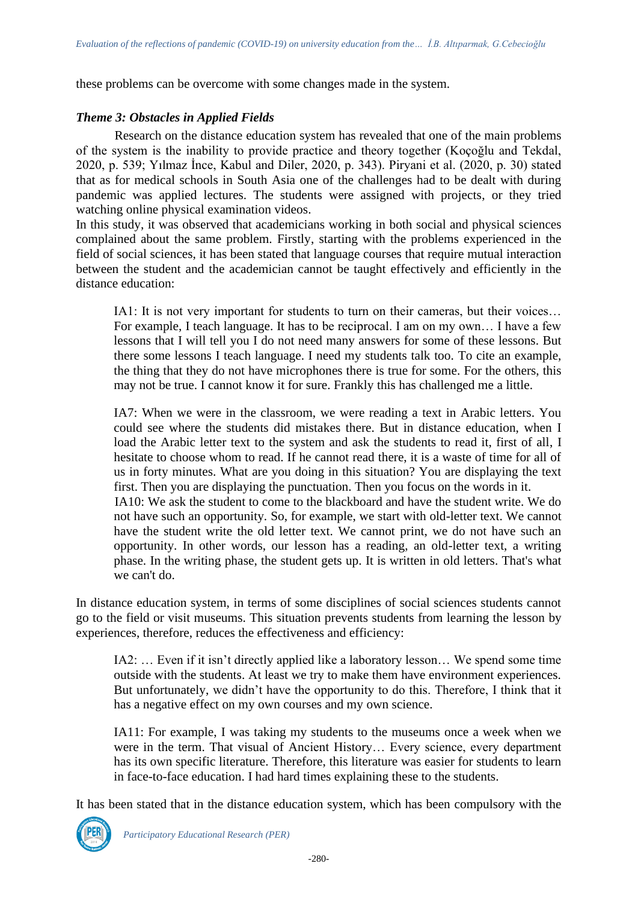these problems can be overcome with some changes made in the system.

### *Theme 3: Obstacles in Applied Fields*

Research on the distance education system has revealed that one of the main problems of the system is the inability to provide practice and theory together (Koçoğlu and Tekdal, 2020, p. 539; Yılmaz İnce, Kabul and Diler, 2020, p. 343). Piryani et al. (2020, p. 30) stated that as for medical schools in South Asia one of the challenges had to be dealt with during pandemic was applied lectures. The students were assigned with projects, or they tried watching online physical examination videos.

In this study, it was observed that academicians working in both social and physical sciences complained about the same problem. Firstly, starting with the problems experienced in the field of social sciences, it has been stated that language courses that require mutual interaction between the student and the academician cannot be taught effectively and efficiently in the distance education:

> IA1: It is not very important for students to turn on their cameras, but their voices… For example, I teach language. It has to be reciprocal. I am on my own… I have a few lessons that I will tell you I do not need many answers for some of these lessons. But there some lessons I teach language. I need my students talk too. To cite an example, the thing that they do not have microphones there is true for some. For the others, this may not be true. I cannot know it for sure. Frankly this has challenged me a little.

> IA7: When we were in the classroom, we were reading a text in Arabic letters. You could see where the students did mistakes there. But in distance education, when I load the Arabic letter text to the system and ask the students to read it, first of all, I hesitate to choose whom to read. If he cannot read there, it is a waste of time for all of us in forty minutes. What are you doing in this situation? You are displaying the text first. Then you are displaying the punctuation. Then you focus on the words in it.
> IA10: We ask the student to come to the blackboard and have the student write. We do not have such an opportunity. So, for example, we start with old-letter text. We cannot have the student write the old letter text. We cannot print, we do not have such an opportunity. In other words, our lesson has a reading, an old-letter text, a writing phase. In the writing phase, the student gets up. It is written in old letters. That's what we can't do.

In distance education system, in terms of some disciplines of social sciences students cannot go to the field or visit museums. This situation prevents students from learning the lesson by experiences, therefore, reduces the effectiveness and efficiency:

> IA2: … Even if it isn't directly applied like a laboratory lesson… We spend some time outside with the students. At least we try to make them have environment experiences. But unfortunately, we didn't have the opportunity to do this. Therefore, I think that it has a negative effect on my own courses and my own science.

> IA11: For example, I was taking my students to the museums once a week when we were in the term. That visual of Ancient History… Every science, every department has its own specific literature. Therefore, this literature was easier for students to learn in face-to-face education. I had hard times explaining these to the students.

It has been stated that in the distance education system, which has been compulsory with the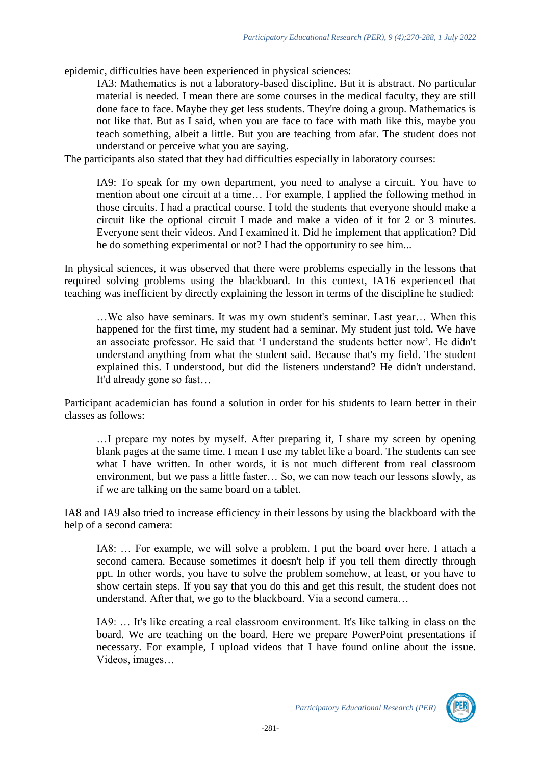epidemic, difficulties have been experienced in physical sciences:

> IA3: Mathematics is not a laboratory-based discipline. But it is abstract. No particular material is needed. I mean there are some courses in the medical faculty, they are still done face to face. Maybe they get less students. They're doing a group. Mathematics is not like that. But as I said, when you are face to face with math like this, maybe you teach something, albeit a little. But you are teaching from afar. The student does not understand or perceive what you are saying.

The participants also stated that they had difficulties especially in laboratory courses:

> IA9: To speak for my own department, you need to analyse a circuit. You have to mention about one circuit at a time… For example, I applied the following method in those circuits. I had a practical course. I told the students that everyone should make a circuit like the optional circuit I made and make a video of it for 2 or 3 minutes. Everyone sent their videos. And I examined it. Did he implement that application? Did he do something experimental or not? I had the opportunity to see him...

In physical sciences, it was observed that there were problems especially in the lessons that required solving problems using the blackboard. In this context, IA16 experienced that teaching was inefficient by directly explaining the lesson in terms of the discipline he studied:

> …We also have seminars. It was my own student's seminar. Last year… When this happened for the first time, my student had a seminar. My student just told. We have an associate professor. He said that 'I understand the students better now'. He didn't understand anything from what the student said. Because that's my field. The student explained this. I understood, but did the listeners understand? He didn't understand. It'd already gone so fast…

Participant academician has found a solution in order for his students to learn better in their classes as follows:

> …I prepare my notes by myself. After preparing it, I share my screen by opening blank pages at the same time. I mean I use my tablet like a board. The students can see what I have written. In other words, it is not much different from real classroom environment, but we pass a little faster… So, we can now teach our lessons slowly, as if we are talking on the same board on a tablet.

IA8 and IA9 also tried to increase efficiency in their lessons by using the blackboard with the help of a second camera:

> IA8: … For example, we will solve a problem. I put the board over here. I attach a second camera. Because sometimes it doesn't help if you tell them directly through ppt. In other words, you have to solve the problem somehow, at least, or you have to show certain steps. If you say that you do this and get this result, the student does not understand. After that, we go to the blackboard. Via a second camera…

> IA9: … It's like creating a real classroom environment. It's like talking in class on the board. We are teaching on the board. Here we prepare PowerPoint presentations if necessary. For example, I upload videos that I have found online about the issue. Videos, images…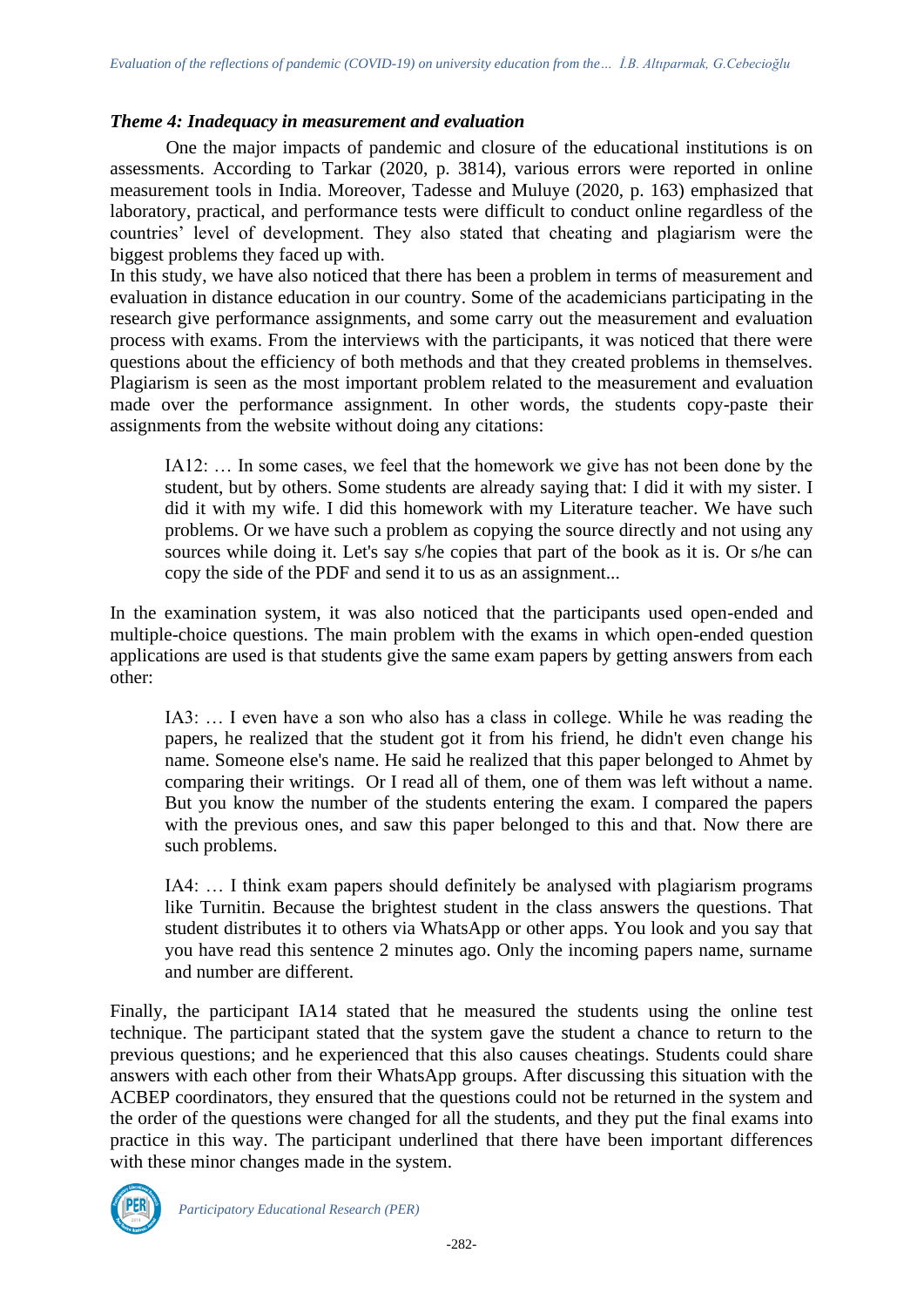### *Theme 4: Inadequacy in measurement and evaluation*

One the major impacts of pandemic and closure of the educational institutions is on assessments. According to Tarkar (2020, p. 3814), various errors were reported in online measurement tools in India. Moreover, Tadesse and Muluye (2020, p. 163) emphasized that laboratory, practical, and performance tests were difficult to conduct online regardless of the countries' level of development. They also stated that cheating and plagiarism were the biggest problems they faced up with.

In this study, we have also noticed that there has been a problem in terms of measurement and evaluation in distance education in our country. Some of the academicians participating in the research give performance assignments, and some carry out the measurement and evaluation process with exams. From the interviews with the participants, it was noticed that there were questions about the efficiency of both methods and that they created problems in themselves. Plagiarism is seen as the most important problem related to the measurement and evaluation made over the performance assignment. In other words, the students copy-paste their assignments from the website without doing any citations:

> IA12: … In some cases, we feel that the homework we give has not been done by the student, but by others. Some students are already saying that: I did it with my sister. I did it with my wife. I did this homework with my Literature teacher. We have such problems. Or we have such a problem as copying the source directly and not using any sources while doing it. Let's say s/he copies that part of the book as it is. Or s/he can copy the side of the PDF and send it to us as an assignment...

In the examination system, it was also noticed that the participants used open-ended and multiple-choice questions. The main problem with the exams in which open-ended question applications are used is that students give the same exam papers by getting answers from each other:

> IA3: … I even have a son who also has a class in college. While he was reading the papers, he realized that the student got it from his friend, he didn't even change his name. Someone else's name. He said he realized that this paper belonged to Ahmet by comparing their writings. Or I read all of them, one of them was left without a name. But you know the number of the students entering the exam. I compared the papers with the previous ones, and saw this paper belonged to this and that. Now there are such problems.

> IA4: … I think exam papers should definitely be analysed with plagiarism programs like Turnitin. Because the brightest student in the class answers the questions. That student distributes it to others via WhatsApp or other apps. You look and you say that you have read this sentence 2 minutes ago. Only the incoming papers name, surname and number are different.

Finally, the participant IA14 stated that he measured the students using the online test technique. The participant stated that the system gave the student a chance to return to the previous questions; and he experienced that this also causes cheatings. Students could share answers with each other from their WhatsApp groups. After discussing this situation with the ACBEP coordinators, they ensured that the questions could not be returned in the system and the order of the questions were changed for all the students, and they put the final exams into practice in this way. The participant underlined that there have been important differences with these minor changes made in the system.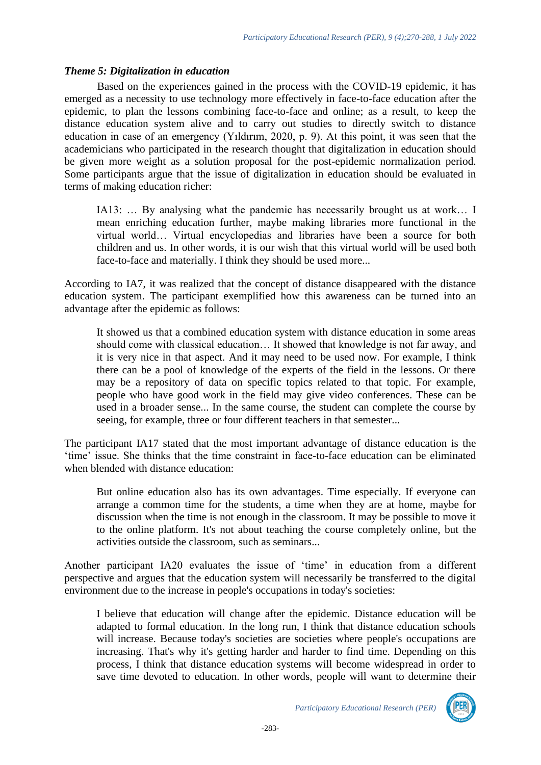### *Theme 5: Digitalization in education*

Based on the experiences gained in the process with the COVID-19 epidemic, it has emerged as a necessity to use technology more effectively in face-to-face education after the epidemic, to plan the lessons combining face-to-face and online; as a result, to keep the distance education system alive and to carry out studies to directly switch to distance education in case of an emergency (Yıldırım, 2020, p. 9). At this point, it was seen that the academicians who participated in the research thought that digitalization in education should be given more weight as a solution proposal for the post-epidemic normalization period. Some participants argue that the issue of digitalization in education should be evaluated in terms of making education richer:

> IA13: … By analysing what the pandemic has necessarily brought us at work… I mean enriching education further, maybe making libraries more functional in the virtual world… Virtual encyclopedias and libraries have been a source for both children and us. In other words, it is our wish that this virtual world will be used both face-to-face and materially. I think they should be used more...

According to IA7, it was realized that the concept of distance disappeared with the distance education system. The participant exemplified how this awareness can be turned into an advantage after the epidemic as follows:

> It showed us that a combined education system with distance education in some areas should come with classical education… It showed that knowledge is not far away, and it is very nice in that aspect. And it may need to be used now. For example, I think there can be a pool of knowledge of the experts of the field in the lessons. Or there may be a repository of data on specific topics related to that topic. For example, people who have good work in the field may give video conferences. These can be used in a broader sense... In the same course, the student can complete the course by seeing, for example, three or four different teachers in that semester...

The participant IA17 stated that the most important advantage of distance education is the 'time' issue. She thinks that the time constraint in face-to-face education can be eliminated when blended with distance education:

> But online education also has its own advantages. Time especially. If everyone can arrange a common time for the students, a time when they are at home, maybe for discussion when the time is not enough in the classroom. It may be possible to move it to the online platform. It's not about teaching the course completely online, but the activities outside the classroom, such as seminars...

Another participant IA20 evaluates the issue of 'time' in education from a different perspective and argues that the education system will necessarily be transferred to the digital environment due to the increase in people's occupations in today's societies:

> I believe that education will change after the epidemic. Distance education will be adapted to formal education. In the long run, I think that distance education schools will increase. Because today's societies are societies where people's occupations are increasing. That's why it's getting harder and harder to find time. Depending on this process, I think that distance education systems will become widespread in order to save time devoted to education. In other words, people will want to determine their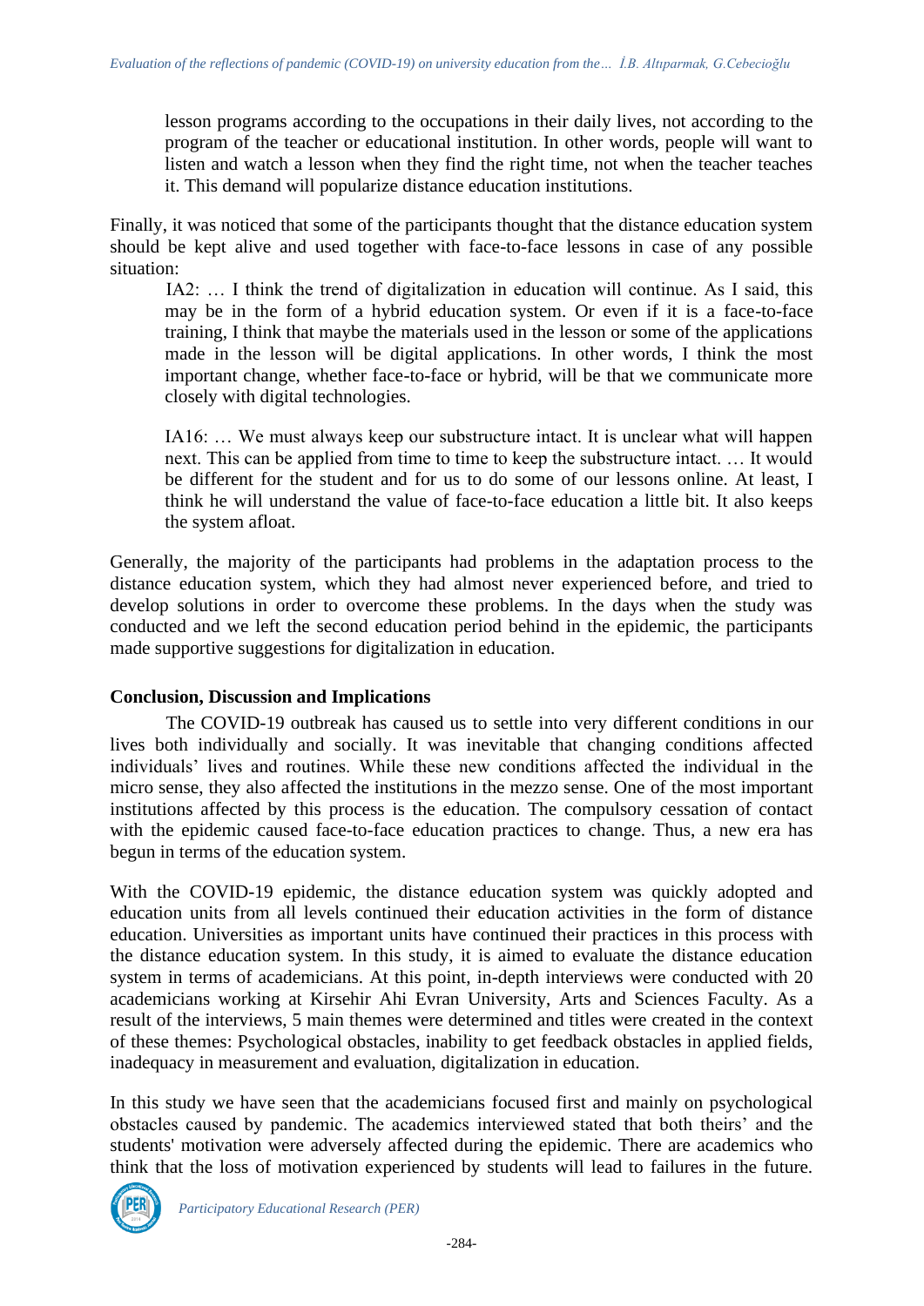lesson programs according to the occupations in their daily lives, not according to the program of the teacher or educational institution. In other words, people will want to listen and watch a lesson when they find the right time, not when the teacher teaches it. This demand will popularize distance education institutions.

Finally, it was noticed that some of the participants thought that the distance education system should be kept alive and used together with face-to-face lessons in case of any possible situation:

> IA2: … I think the trend of digitalization in education will continue. As I said, this may be in the form of a hybrid education system. Or even if it is a face-to-face training, I think that maybe the materials used in the lesson or some of the applications made in the lesson will be digital applications. In other words, I think the most important change, whether face-to-face or hybrid, will be that we communicate more closely with digital technologies.
>
> IA16: … We must always keep our substructure intact. It is unclear what will happen next. This can be applied from time to time to keep the substructure intact. … It would be different for the student and for us to do some of our lessons online. At least, I think he will understand the value of face-to-face education a little bit. It also keeps the system afloat.

Generally, the majority of the participants had problems in the adaptation process to the distance education system, which they had almost never experienced before, and tried to develop solutions in order to overcome these problems. In the days when the study was conducted and we left the second education period behind in the epidemic, the participants made supportive suggestions for digitalization in education.

## Conclusion, Discussion and Implications

The COVID-19 outbreak has caused us to settle into very different conditions in our lives both individually and socially. It was inevitable that changing conditions affected individuals' lives and routines. While these new conditions affected the individual in the micro sense, they also affected the institutions in the mezzo sense. One of the most important institutions affected by this process is the education. The compulsory cessation of contact with the epidemic caused face-to-face education practices to change. Thus, a new era has begun in terms of the education system.

With the COVID-19 epidemic, the distance education system was quickly adopted and education units from all levels continued their education activities in the form of distance education. Universities as important units have continued their practices in this process with the distance education system. In this study, it is aimed to evaluate the distance education system in terms of academicians. At this point, in-depth interviews were conducted with 20 academicians working at Kirsehir Ahi Evran University, Arts and Sciences Faculty. As a result of the interviews, 5 main themes were determined and titles were created in the context of these themes: Psychological obstacles, inability to get feedback obstacles in applied fields, inadequacy in measurement and evaluation, digitalization in education.

In this study we have seen that the academicians focused first and mainly on psychological obstacles caused by pandemic. The academics interviewed stated that both theirs' and the students' motivation were adversely affected during the epidemic. There are academics who think that the loss of motivation experienced by students will lead to failures in the future.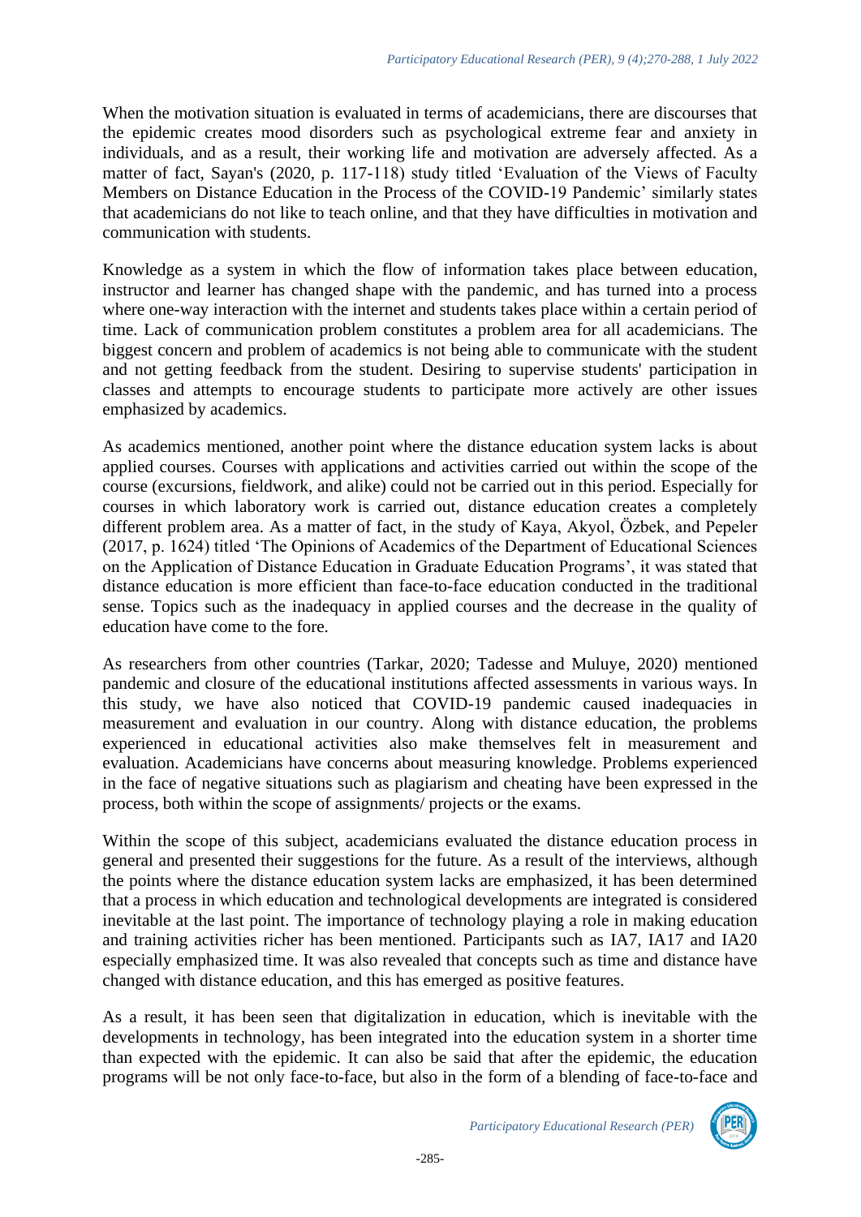When the motivation situation is evaluated in terms of academicians, there are discourses that the epidemic creates mood disorders such as psychological extreme fear and anxiety in individuals, and as a result, their working life and motivation are adversely affected. As a matter of fact, Sayan's (2020, p. 117-118) study titled 'Evaluation of the Views of Faculty Members on Distance Education in the Process of the COVID-19 Pandemic' similarly states that academicians do not like to teach online, and that they have difficulties in motivation and communication with students.

Knowledge as a system in which the flow of information takes place between education, instructor and learner has changed shape with the pandemic, and has turned into a process where one-way interaction with the internet and students takes place within a certain period of time. Lack of communication problem constitutes a problem area for all academicians. The biggest concern and problem of academics is not being able to communicate with the student and not getting feedback from the student. Desiring to supervise students' participation in classes and attempts to encourage students to participate more actively are other issues emphasized by academics.

As academics mentioned, another point where the distance education system lacks is about applied courses. Courses with applications and activities carried out within the scope of the course (excursions, fieldwork, and alike) could not be carried out in this period. Especially for courses in which laboratory work is carried out, distance education creates a completely different problem area. As a matter of fact, in the study of Kaya, Akyol, Özbek, and Pepeler (2017, p. 1624) titled 'The Opinions of Academics of the Department of Educational Sciences on the Application of Distance Education in Graduate Education Programs', it was stated that distance education is more efficient than face-to-face education conducted in the traditional sense. Topics such as the inadequacy in applied courses and the decrease in the quality of education have come to the fore.

As researchers from other countries (Tarkar, 2020; Tadesse and Muluye, 2020) mentioned pandemic and closure of the educational institutions affected assessments in various ways. In this study, we have also noticed that COVID-19 pandemic caused inadequacies in measurement and evaluation in our country. Along with distance education, the problems experienced in educational activities also make themselves felt in measurement and evaluation. Academicians have concerns about measuring knowledge. Problems experienced in the face of negative situations such as plagiarism and cheating have been expressed in the process, both within the scope of assignments/ projects or the exams.

Within the scope of this subject, academicians evaluated the distance education process in general and presented their suggestions for the future. As a result of the interviews, although the points where the distance education system lacks are emphasized, it has been determined that a process in which education and technological developments are integrated is considered inevitable at the last point. The importance of technology playing a role in making education and training activities richer has been mentioned. Participants such as IA7, IA17 and IA20 especially emphasized time. It was also revealed that concepts such as time and distance have changed with distance education, and this has emerged as positive features.

As a result, it has been seen that digitalization in education, which is inevitable with the developments in technology, has been integrated into the education system in a shorter time than expected with the epidemic. It can also be said that after the epidemic, the education programs will be not only face-to-face, but also in the form of a blending of face-to-face and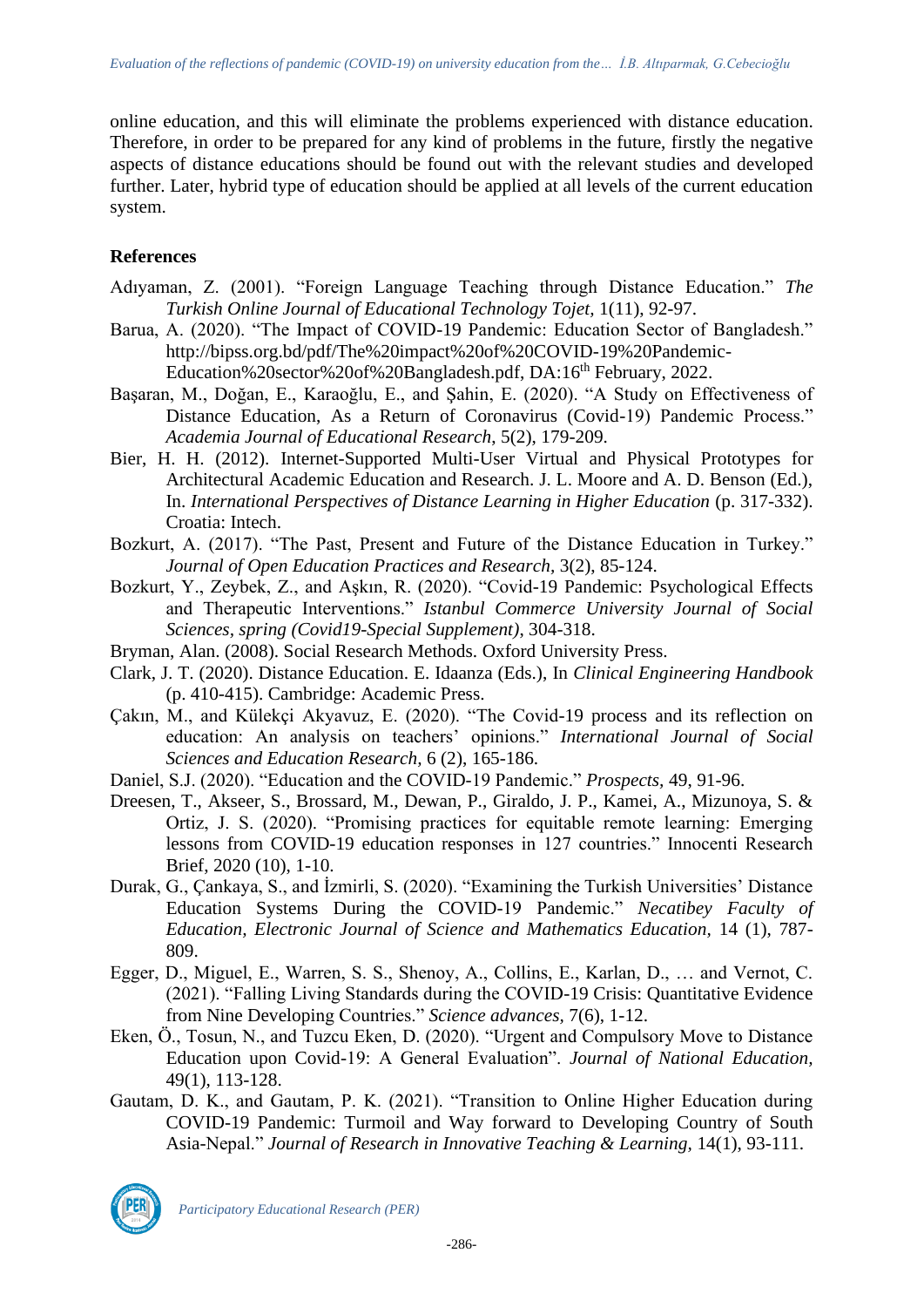online education, and this will eliminate the problems experienced with distance education. Therefore, in order to be prepared for any kind of problems in the future, firstly the negative aspects of distance educations should be found out with the relevant studies and developed further. Later, hybrid type of education should be applied at all levels of the current education system.

## References

Adıyaman, Z. (2001). "Foreign Language Teaching through Distance Education." *The Turkish Online Journal of Educational Technology Tojet,* 1(11), 92-97.

Barua, A. (2020). "The Impact of COVID-19 Pandemic: Education Sector of Bangladesh." http://bipss.org.bd/pdf/The%20impact%20of%20COVID-19%20Pandemic-Education%20sector%20of%20Bangladesh.pdf, DA:16th February, 2022.

Başaran, M., Doğan, E., Karaoğlu, E., and Şahin, E. (2020). "A Study on Effectiveness of Distance Education, As a Return of Coronavirus (Covid-19) Pandemic Process." *Academia Journal of Educational Research,* 5(2), 179-209.

Bier, H. H. (2012). Internet-Supported Multi-User Virtual and Physical Prototypes for Architectural Academic Education and Research. J. L. Moore and A. D. Benson (Ed.), In. *International Perspectives of Distance Learning in Higher Education* (p. 317-332). Croatia: Intech.

Bozkurt, A. (2017). "The Past, Present and Future of the Distance Education in Turkey." *Journal of Open Education Practices and Research,* 3(2), 85-124.

Bozkurt, Y., Zeybek, Z., and Aşkın, R. (2020). "Covid-19 Pandemic: Psychological Effects and Therapeutic Interventions." *Istanbul Commerce University Journal of Social Sciences, spring (Covid19-Special Supplement),* 304-318.

Bryman, Alan. (2008). Social Research Methods. Oxford University Press.

Clark, J. T. (2020). Distance Education. E. Idaanza (Eds.), In *Clinical Engineering Handbook* (p. 410-415). Cambridge: Academic Press.

Çakın, M., and Külekçi Akyavuz, E. (2020). "The Covid-19 process and its reflection on education: An analysis on teachers' opinions." *International Journal of Social Sciences and Education Research,* 6 (2), 165-186.

Daniel, S.J. (2020). "Education and the COVID-19 Pandemic." *Prospects,* 49, 91-96.

Dreesen, T., Akseer, S., Brossard, M., Dewan, P., Giraldo, J. P., Kamei, A., Mizunoya, S. & Ortiz, J. S. (2020). "Promising practices for equitable remote learning: Emerging lessons from COVID-19 education responses in 127 countries." Innocenti Research Brief, 2020 (10), 1-10.

Durak, G., Çankaya, S., and İzmirli, S. (2020). "Examining the Turkish Universities' Distance Education Systems During the COVID-19 Pandemic." *Necatibey Faculty of Education, Electronic Journal of Science and Mathematics Education,* 14 (1), 787-809.

Egger, D., Miguel, E., Warren, S. S., Shenoy, A., Collins, E., Karlan, D., … and Vernot, C. (2021). "Falling Living Standards during the COVID-19 Crisis: Quantitative Evidence from Nine Developing Countries." *Science advances,* 7(6), 1-12.

Eken, Ö., Tosun, N., and Tuzcu Eken, D. (2020). "Urgent and Compulsory Move to Distance Education upon Covid-19: A General Evaluation". *Journal of National Education,* 49(1), 113-128.

Gautam, D. K., and Gautam, P. K. (2021). "Transition to Online Higher Education during COVID-19 Pandemic: Turmoil and Way forward to Developing Country of South Asia-Nepal." *Journal of Research in Innovative Teaching & Learning,* 14(1), 93-111.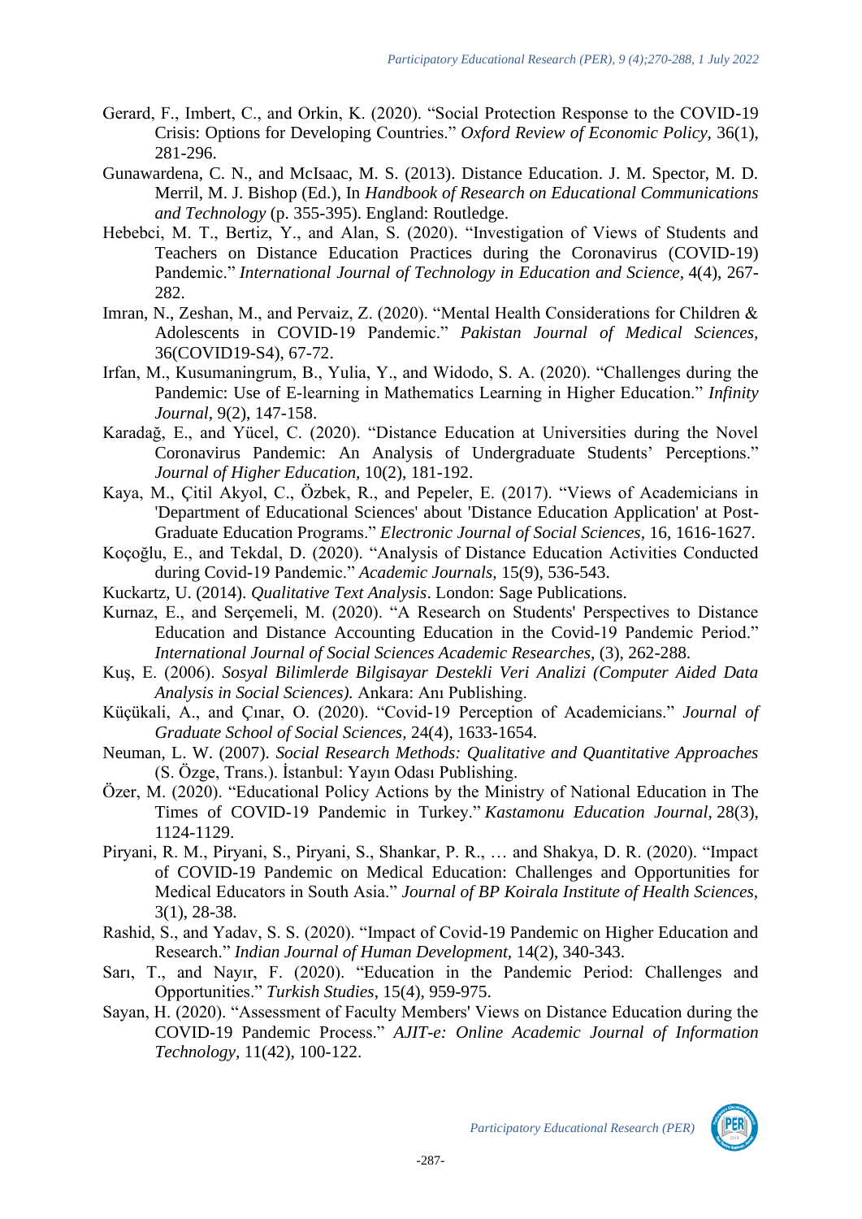Gerard, F., Imbert, C., and Orkin, K. (2020). "Social Protection Response to the COVID-19 Crisis: Options for Developing Countries." *Oxford Review of Economic Policy,* 36(1), 281-296.

Gunawardena, C. N., and McIsaac, M. S. (2013). Distance Education. J. M. Spector, M. D. Merril, M. J. Bishop (Ed.), In *Handbook of Research on Educational Communications and Technology* (p. 355-395). England: Routledge.

Hebebci, M. T., Bertiz, Y., and Alan, S. (2020). "Investigation of Views of Students and Teachers on Distance Education Practices during the Coronavirus (COVID-19) Pandemic." *International Journal of Technology in Education and Science*, 4(4), 267-282.

Imran, N., Zeshan, M., and Pervaiz, Z. (2020). "Mental Health Considerations for Children & Adolescents in COVID-19 Pandemic." *Pakistan Journal of Medical Sciences,* 36(COVID19-S4), 67-72.

Irfan, M., Kusumaningrum, B., Yulia, Y., and Widodo, S. A. (2020). "Challenges during the Pandemic: Use of E-learning in Mathematics Learning in Higher Education." *Infinity Journal,* 9(2), 147-158.

Karadağ, E., and Yücel, C. (2020). "Distance Education at Universities during the Novel Coronavirus Pandemic: An Analysis of Undergraduate Students' Perceptions." *Journal of Higher Education,* 10(2), 181-192.

Kaya, M., Çitil Akyol, C., Özbek, R., and Pepeler, E. (2017). "Views of Academicians in 'Department of Educational Sciences' about 'Distance Education Application' at Post-Graduate Education Programs." *Electronic Journal of Social Sciences,* 16, 1616-1627.

Koçoğlu, E., and Tekdal, D. (2020). "Analysis of Distance Education Activities Conducted during Covid-19 Pandemic." *Academic Journals,* 15(9), 536-543.

Kuckartz, U. (2014). *Qualitative Text Analysis*. London: Sage Publications.

Kurnaz, E., and Serçemeli, M. (2020). "A Research on Students' Perspectives to Distance Education and Distance Accounting Education in the Covid-19 Pandemic Period." *International Journal of Social Sciences Academic Researches,* (3), 262-288.

Kuş, E. (2006). *Sosyal Bilimlerde Bilgisayar Destekli Veri Analizi (Computer Aided Data Analysis in Social Sciences).* Ankara: Anı Publishing.

Küçükali, A., and Çınar, O. (2020). "Covid-19 Perception of Academicians." *Journal of Graduate School of Social Sciences,* 24(4), 1633-1654.

Neuman, L. W. (2007). *Social Research Methods: Qualitative and Quantitative Approaches* (S. Özge, Trans.). İstanbul: Yayın Odası Publishing.

Özer, M. (2020). "Educational Policy Actions by the Ministry of National Education in The Times of COVID-19 Pandemic in Turkey." *Kastamonu Education Journal*, 28(3), 1124-1129.

Piryani, R. M., Piryani, S., Piryani, S., Shankar, P. R., … and Shakya, D. R. (2020). "Impact of COVID-19 Pandemic on Medical Education: Challenges and Opportunities for Medical Educators in South Asia." *Journal of BP Koirala Institute of Health Sciences,* 3(1), 28-38.

Rashid, S., and Yadav, S. S. (2020). "Impact of Covid-19 Pandemic on Higher Education and Research." *Indian Journal of Human Development,* 14(2), 340-343.

Sarı, T., and Nayır, F. (2020). "Education in the Pandemic Period: Challenges and Opportunities." *Turkish Studies*, 15(4), 959-975.

Sayan, H. (2020). "Assessment of Faculty Members' Views on Distance Education during the COVID-19 Pandemic Process." *AJIT-e: Online Academic Journal of Information Technology,* 11(42), 100-122.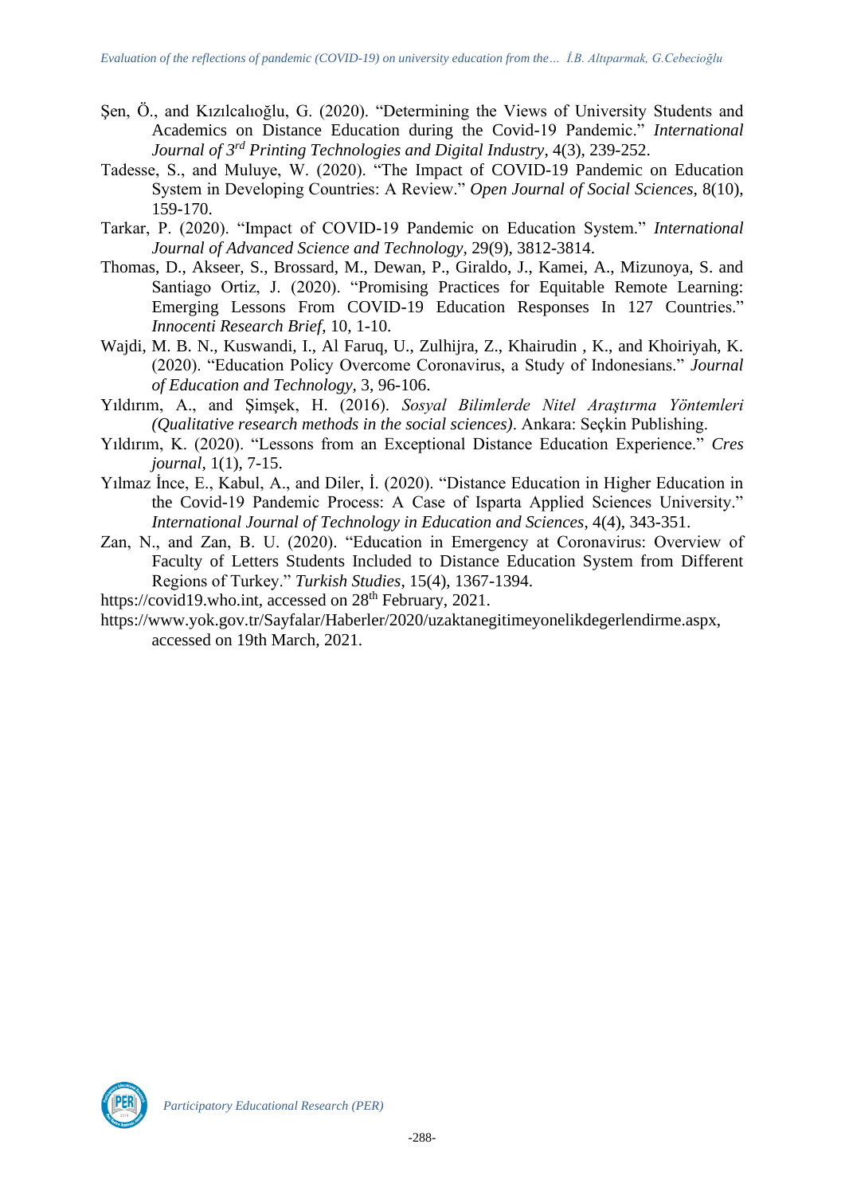Şen, Ö., and Kızılcalıoğlu, G. (2020). "Determining the Views of University Students and Academics on Distance Education during the Covid-19 Pandemic." *International Journal of 3rd Printing Technologies and Digital Industry*, 4(3), 239-252.

Tadesse, S., and Muluye, W. (2020). "The Impact of COVID-19 Pandemic on Education System in Developing Countries: A Review." *Open Journal of Social Sciences*, 8(10), 159-170.

Tarkar, P. (2020). "Impact of COVID-19 Pandemic on Education System." *International Journal of Advanced Science and Technology*, 29(9), 3812-3814.

Thomas, D., Akseer, S., Brossard, M., Dewan, P., Giraldo, J., Kamei, A., Mizunoya, S. and Santiago Ortiz, J. (2020). "Promising Practices for Equitable Remote Learning: Emerging Lessons From COVID-19 Education Responses In 127 Countries." *Innocenti Research Brief*, 10, 1-10.

Wajdi, M. B. N., Kuswandi, I., Al Faruq, U., Zulhijra, Z., Khairudin , K., and Khoiriyah, K. (2020). "Education Policy Overcome Coronavirus, a Study of Indonesians." *Journal of Education and Technology*, 3, 96-106.

Yıldırım, A., and Şimşek, H. (2016). *Sosyal Bilimlerde Nitel Araştırma Yöntemleri (Qualitative research methods in the social sciences)*. Ankara: Seçkin Publishing.

Yıldırım, K. (2020). "Lessons from an Exceptional Distance Education Experience." *Cres journal*, 1(1), 7-15.

Yılmaz İnce, E., Kabul, A., and Diler, İ. (2020). "Distance Education in Higher Education in the Covid-19 Pandemic Process: A Case of Isparta Applied Sciences University." *International Journal of Technology in Education and Sciences*, 4(4), 343-351.

Zan, N., and Zan, B. U. (2020). "Education in Emergency at Coronavirus: Overview of Faculty of Letters Students Included to Distance Education System from Different Regions of Turkey." *Turkish Studies*, 15(4), 1367-1394.

https://covid19.who.int, accessed on 28th February, 2021.

https://www.yok.gov.tr/Sayfalar/Haberler/2020/uzaktanegitimeyonelikdegerlendirme.aspx, accessed on 19th March, 2021.